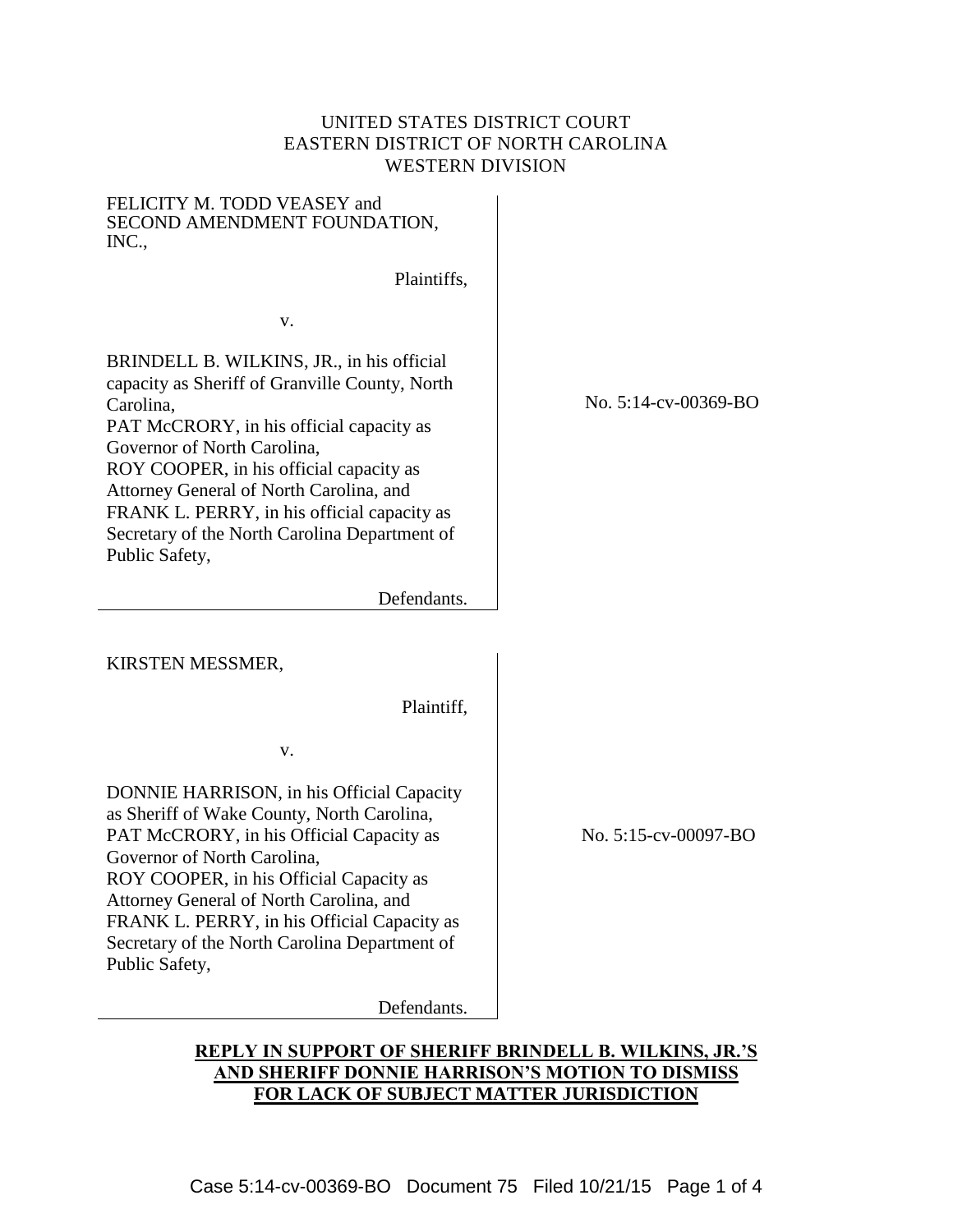UNITED STATES DISTRICT COURT
EASTERN DISTRICT OF NORTH CAROLINA
WESTERN DIVISION

| | |
|---|---|
| FELICITY M. TODD VEASEY and SECOND AMENDMENT FOUNDATION, INC.,<br><br>Plaintiffs,<br><br>v.<br><br>BRINDELL B. WILKINS, JR., in his official capacity as Sheriff of Granville County, North Carolina,<br>PAT McCRORY, in his official capacity as Governor of North Carolina,<br>ROY COOPER, in his official capacity as Attorney General of North Carolina, and<br>FRANK L. PERRY, in his official capacity as Secretary of the North Carolina Department of Public Safety,<br><br>Defendants. | No. 5:14-cv-00369-BO |
| KIRSTEN MESSMER,<br><br>Plaintiff,<br><br>v.<br><br>DONNIE HARRISON, in his Official Capacity as Sheriff of Wake County, North Carolina,<br>PAT McCRORY, in his Official Capacity as Governor of North Carolina,<br>ROY COOPER, in his Official Capacity as Attorney General of North Carolina, and<br>FRANK L. PERRY, in his Official Capacity as Secretary of the North Carolina Department of Public Safety,<br><br>Defendants. | No. 5:15-cv-00097-BO |

**REPLY IN SUPPORT OF SHERIFF BRINDELL B. WILKINS, JR.'S AND SHERIFF DONNIE HARRISON'S MOTION TO DISMISS FOR LACK OF SUBJECT MATTER JURISDICTION**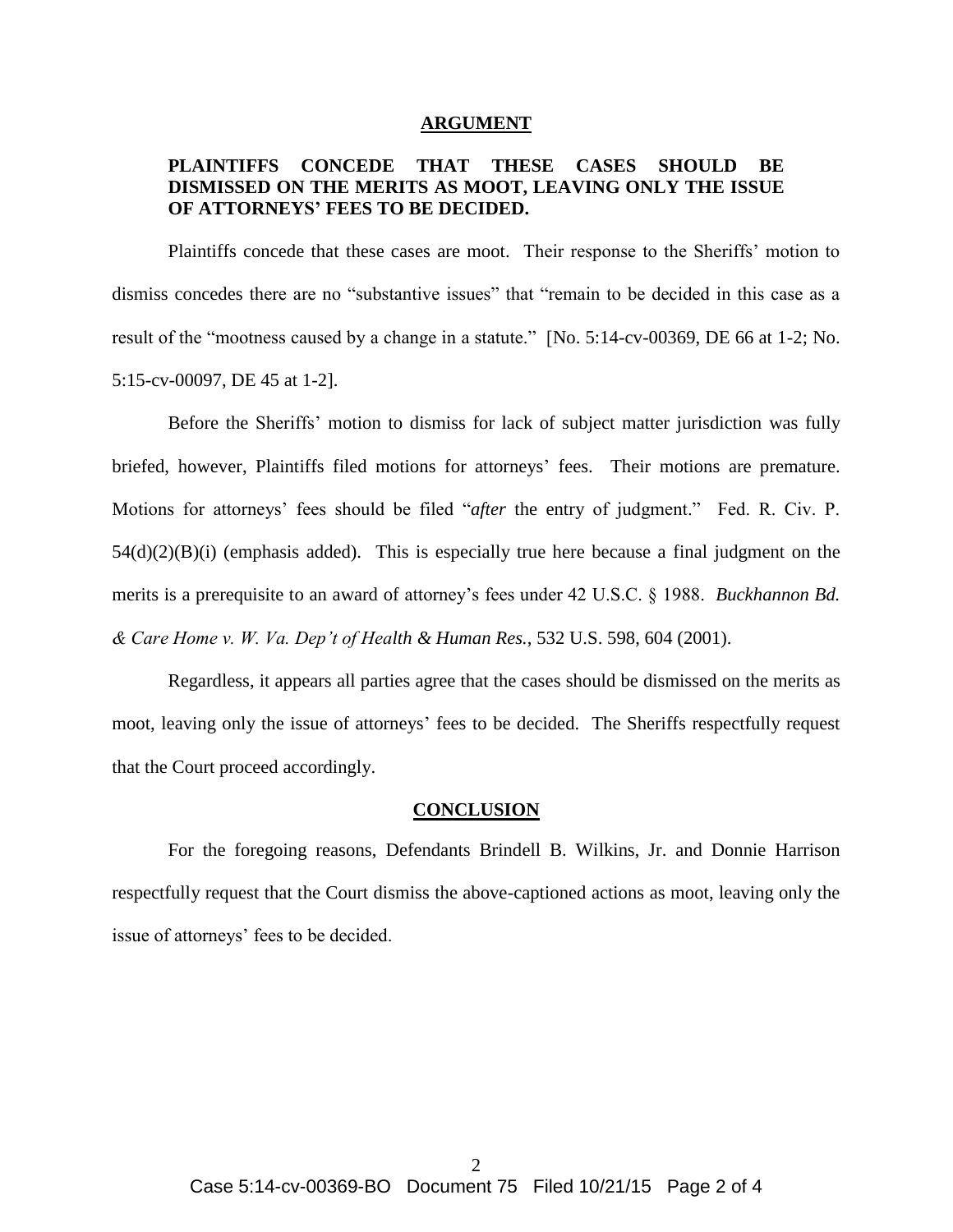## ARGUMENT

### PLAINTIFFS CONCEDE THAT THESE CASES SHOULD BE DISMISSED ON THE MERITS AS MOOT, LEAVING ONLY THE ISSUE OF ATTORNEYS' FEES TO BE DECIDED.

Plaintiffs concede that these cases are moot. Their response to the Sheriffs' motion to dismiss concedes there are no "substantive issues" that "remain to be decided in this case as a result of the "mootness caused by a change in a statute." [No. 5:14-cv-00369, DE 66 at 1-2; No. 5:15-cv-00097, DE 45 at 1-2].

Before the Sheriffs' motion to dismiss for lack of subject matter jurisdiction was fully briefed, however, Plaintiffs filed motions for attorneys' fees. Their motions are premature. Motions for attorneys' fees should be filed "*after* the entry of judgment." Fed. R. Civ. P. 54(d)(2)(B)(i) (emphasis added). This is especially true here because a final judgment on the merits is a prerequisite to an award of attorney's fees under 42 U.S.C. § 1988. *Buckhannon Bd. & Care Home v. W. Va. Dep't of Health & Human Res.*, 532 U.S. 598, 604 (2001).

Regardless, it appears all parties agree that the cases should be dismissed on the merits as moot, leaving only the issue of attorneys' fees to be decided. The Sheriffs respectfully request that the Court proceed accordingly.

## CONCLUSION

For the foregoing reasons, Defendants Brindell B. Wilkins, Jr. and Donnie Harrison respectfully request that the Court dismiss the above-captioned actions as moot, leaving only the issue of attorneys' fees to be decided.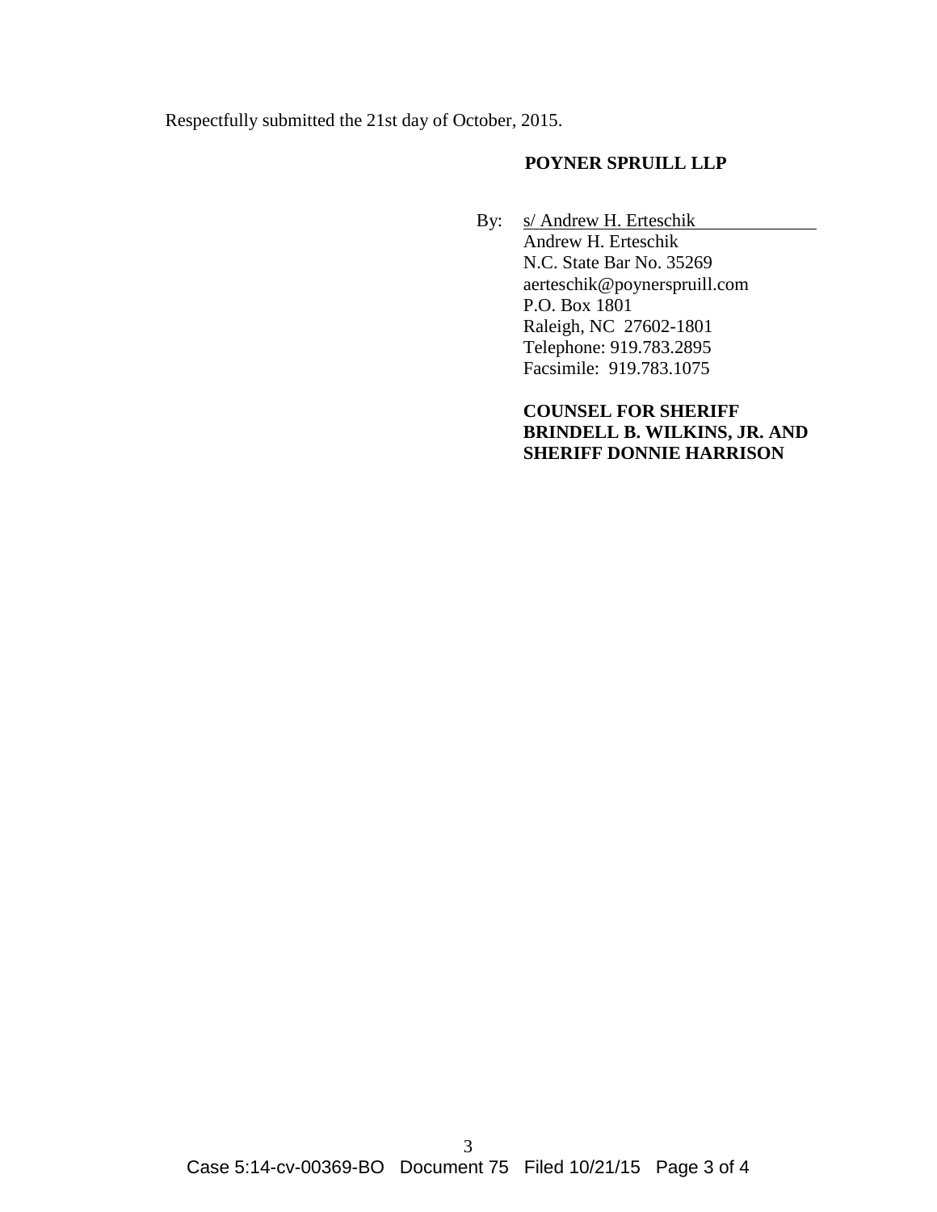Respectfully submitted the 21st day of October, 2015.

**POYNER SPRUILL LLP**

By: s/ Andrew H. Erteschik
Andrew H. Erteschik
N.C. State Bar No. 35269
aerteschik@poynerspruill.com
P.O. Box 1801
Raleigh, NC 27602-1801
Telephone: 919.783.2895
Facsimile: 919.783.1075

**COUNSEL FOR SHERIFF BRINDELL B. WILKINS, JR. AND SHERIFF DONNIE HARRISON**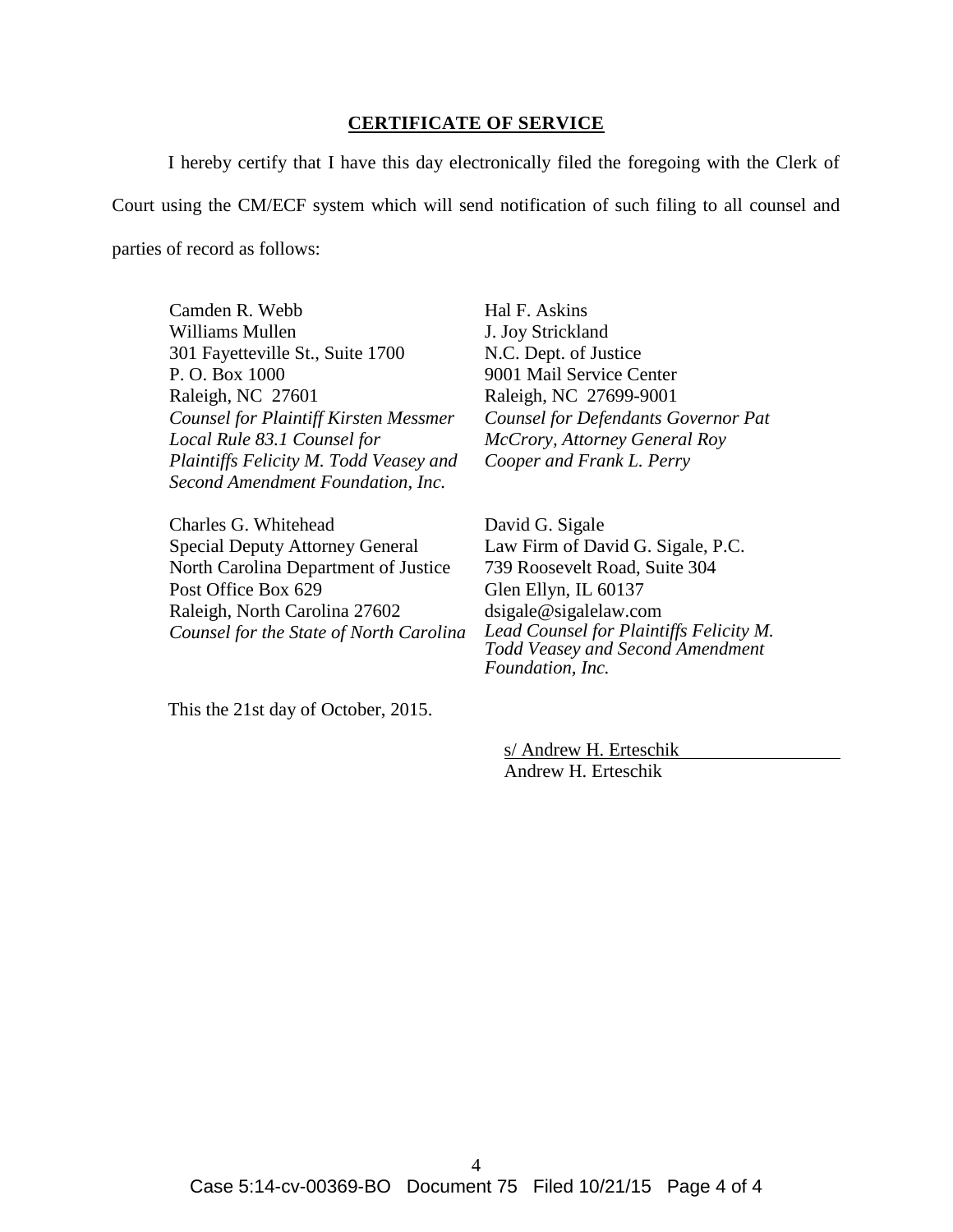**CERTIFICATE OF SERVICE**

I hereby certify that I have this day electronically filed the foregoing with the Clerk of Court using the CM/ECF system which will send notification of such filing to all counsel and parties of record as follows:

Camden R. Webb
Williams Mullen
301 Fayetteville St., Suite 1700
P. O. Box 1000
Raleigh, NC 27601
*Counsel for Plaintiff Kirsten Messmer*
*Local Rule 83.1 Counsel for Plaintiffs Felicity M. Todd Veasey and Second Amendment Foundation, Inc.*

Hal F. Askins
J. Joy Strickland
N.C. Dept. of Justice
9001 Mail Service Center
Raleigh, NC 27699-9001
*Counsel for Defendants Governor Pat McCrory, Attorney General Roy Cooper and Frank L. Perry*

Charles G. Whitehead
Special Deputy Attorney General
North Carolina Department of Justice
Post Office Box 629
Raleigh, North Carolina 27602
*Counsel for the State of North Carolina*

David G. Sigale
Law Firm of David G. Sigale, P.C.
739 Roosevelt Road, Suite 304
Glen Ellyn, IL 60137
dsigale@sigalelaw.com
*Lead Counsel for Plaintiffs Felicity M. Todd Veasey and Second Amendment Foundation, Inc.*

This the 21st day of October, 2015.

s/ Andrew H. Erteschik
Andrew H. Erteschik